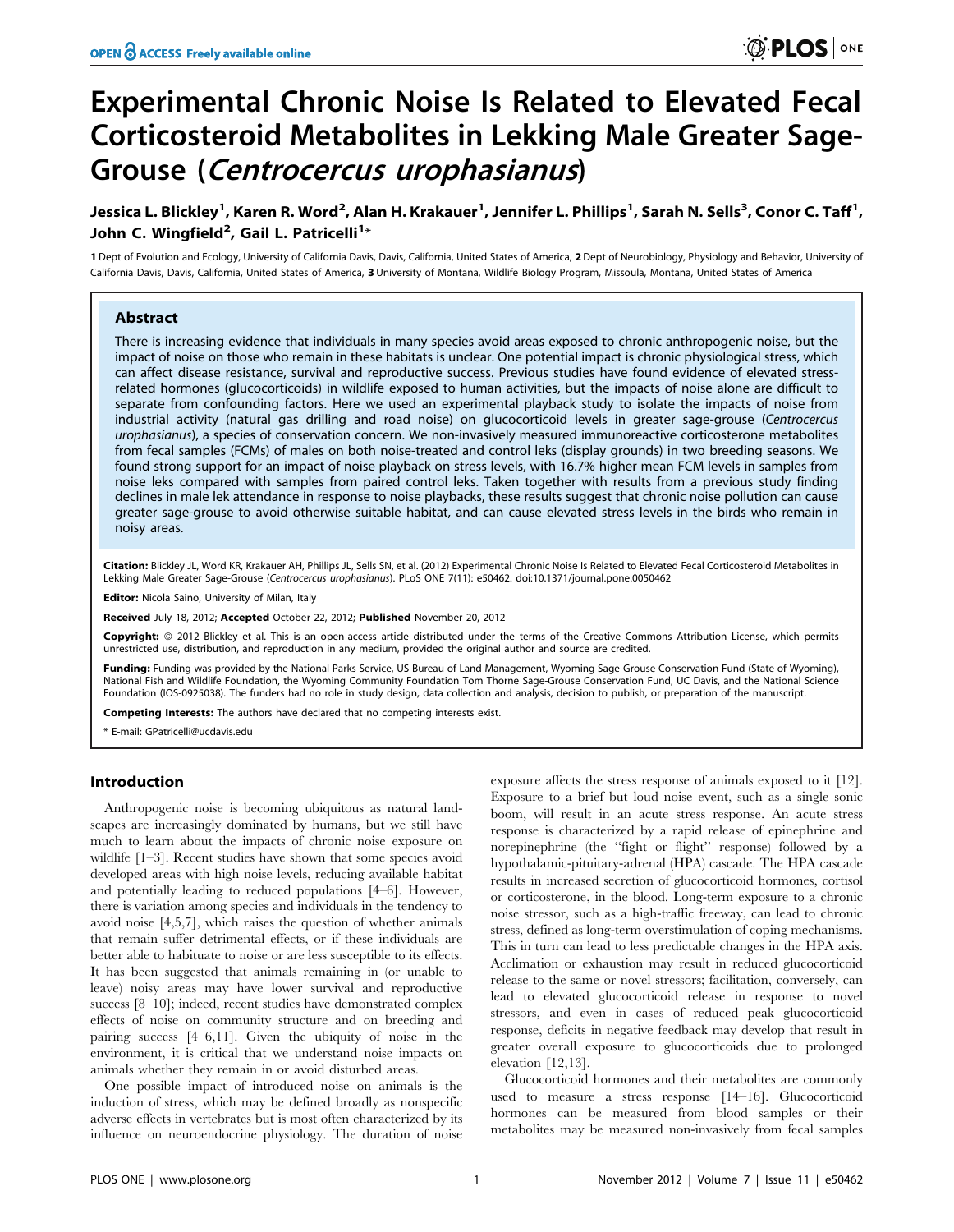# Experimental Chronic Noise Is Related to Elevated Fecal Corticosteroid Metabolites in Lekking Male Greater Sage-Grouse (*Centrocercus urophasianus*)

**Jessica L. Blickley[1], Karen R. Word[2], Alan H. Krakauer[1], Jennifer L. Phillips[1], Sarah N. Sells[3], Conor C. Taff[1], John C. Wingfield[2], Gail L. Patricelli[1]***

1 Dept of Evolution and Ecology, University of California Davis, Davis, California, United States of America, 2 Dept of Neurobiology, Physiology and Behavior, University of California Davis, Davis, California, United States of America, 3 University of Montana, Wildlife Biology Program, Missoula, Montana, United States of America

## Abstract

There is increasing evidence that individuals in many species avoid areas exposed to chronic anthropogenic noise, but the impact of noise on those who remain in these habitats is unclear. One potential impact is chronic physiological stress, which can affect disease resistance, survival and reproductive success. Previous studies have found evidence of elevated stress-related hormones (glucocorticoids) in wildlife exposed to human activities, but the impacts of noise alone are difficult to separate from confounding factors. Here we used an experimental playback study to isolate the impacts of noise from industrial activity (natural gas drilling and road noise) on glucocorticoid levels in greater sage-grouse (*Centrocercus urophasianus*), a species of conservation concern. We non-invasively measured immunoreactive corticosterone metabolites from fecal samples (FCMs) of males on both noise-treated and control leks (display grounds) in two breeding seasons. We found strong support for an impact of noise playback on stress levels, with 16.7% higher mean FCM levels in samples from noise leks compared with samples from paired control leks. Taken together with results from a previous study finding declines in male lek attendance in response to noise playbacks, these results suggest that chronic noise pollution can cause greater sage-grouse to avoid otherwise suitable habitat, and can cause elevated stress levels in the birds who remain in noisy areas.

**Citation:** Blickley JL, Word KR, Krakauer AH, Phillips JL, Sells SN, et al. (2012) Experimental Chronic Noise Is Related to Elevated Fecal Corticosteroid Metabolites in Lekking Male Greater Sage-Grouse (*Centrocercus urophasianus*). PLoS ONE 7(11): e50462. doi:10.1371/journal.pone.0050462

**Editor:** Nicola Saino, University of Milan, Italy

**Received** July 18, 2012; **Accepted** October 22, 2012; **Published** November 20, 2012

**Copyright:** © 2012 Blickley et al. This is an open-access article distributed under the terms of the Creative Commons Attribution License, which permits unrestricted use, distribution, and reproduction in any medium, provided the original author and source are credited.

**Funding:** Funding was provided by the National Parks Service, US Bureau of Land Management, Wyoming Sage-Grouse Conservation Fund (State of Wyoming), National Fish and Wildlife Foundation, the Wyoming Community Foundation Tom Thorne Sage-Grouse Conservation Fund, UC Davis, and the National Science Foundation (IOS-0925038). The funders had no role in study design, data collection and analysis, decision to publish, or preparation of the manuscript.

**Competing Interests:** The authors have declared that no competing interests exist.

* E-mail: GPatricelli@ucdavis.edu

## Introduction

Anthropogenic noise is becoming ubiquitous as natural landscapes are increasingly dominated by humans, but we still have much to learn about the impacts of chronic noise exposure on wildlife [1–3]. Recent studies have shown that some species avoid developed areas with high noise levels, reducing available habitat and potentially leading to reduced populations [4–6]. However, there is variation among species and individuals in the tendency to avoid noise [4,5,7], which raises the question of whether animals that remain suffer detrimental effects, or if these individuals are better able to habituate to noise or are less susceptible to its effects. It has been suggested that animals remaining in (or unable to leave) noisy areas may have lower survival and reproductive success [8–10]; indeed, recent studies have demonstrated complex effects of noise on community structure and on breeding and pairing success [4–6,11]. Given the ubiquity of noise in the environment, it is critical that we understand noise impacts on animals whether they remain in or avoid disturbed areas.

One possible impact of introduced noise on animals is the induction of stress, which may be defined broadly as nonspecific adverse effects in vertebrates but is most often characterized by its influence on neuroendocrine physiology. The duration of noise exposure affects the stress response of animals exposed to it [12]. Exposure to a brief but loud noise event, such as a single sonic boom, will result in an acute stress response. An acute stress response is characterized by a rapid release of epinephrine and norepinephrine (the "fight or flight" response) followed by a hypothalamic-pituitary-adrenal (HPA) cascade. The HPA cascade results in increased secretion of glucocorticoid hormones, cortisol or corticosterone, in the blood. Long-term exposure to a chronic noise stressor, such as a high-traffic freeway, can lead to chronic stress, defined as long-term overstimulation of coping mechanisms. This in turn can lead to less predictable changes in the HPA axis. Acclimation or exhaustion may result in reduced glucocorticoid release to the same or novel stressors; facilitation, conversely, can lead to elevated glucocorticoid release in response to novel stressors, and even in cases of reduced peak glucocorticoid response, deficits in negative feedback may develop that result in greater overall exposure to glucocorticoids due to prolonged elevation [12,13].

Glucocorticoid hormones and their metabolites are commonly used to measure a stress response [14–16]. Glucocorticoid hormones can be measured from blood samples or their metabolites may be measured non-invasively from fecal samples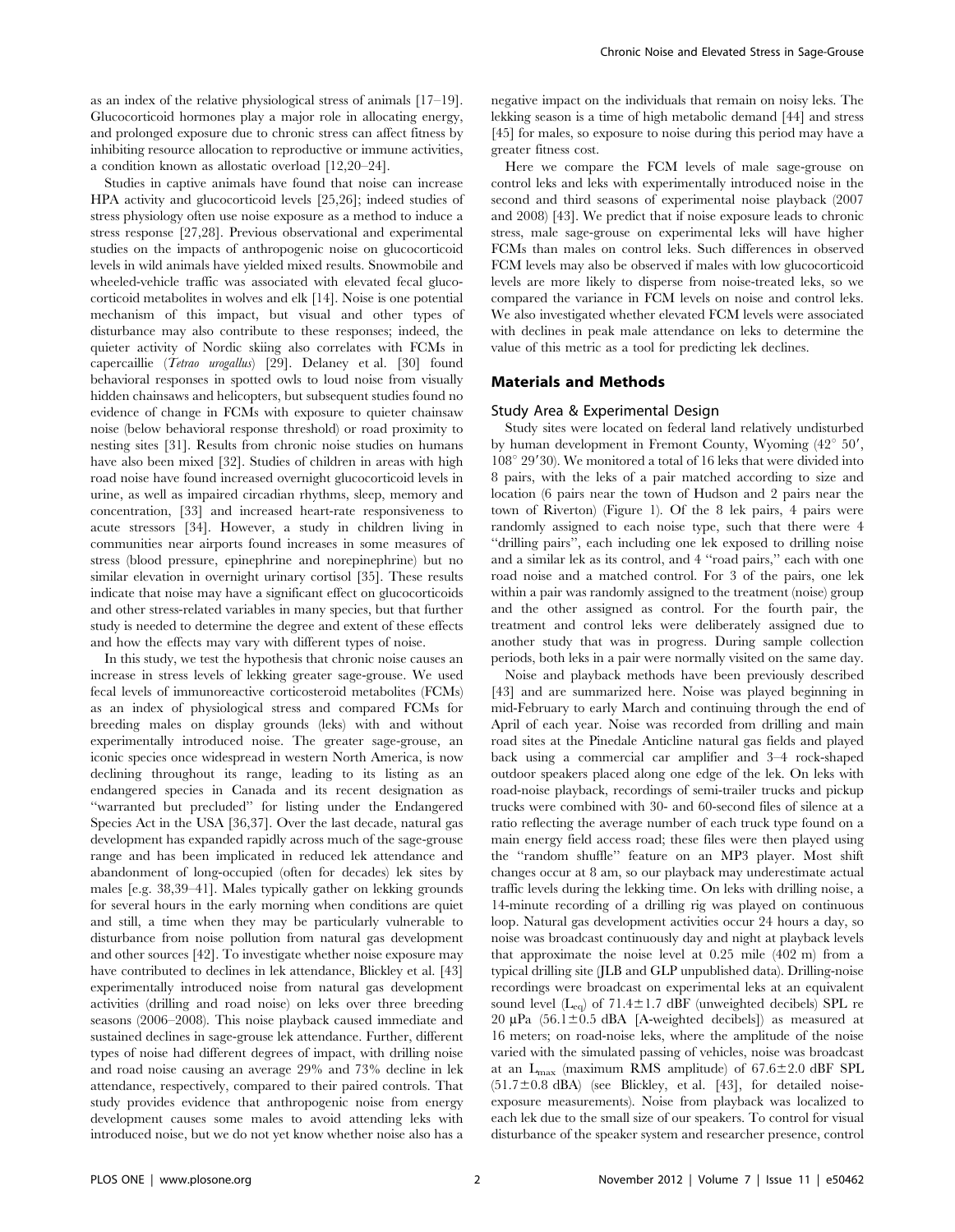as an index of the relative physiological stress of animals [17–19]. Glucocorticoid hormones play a major role in allocating energy, and prolonged exposure due to chronic stress can affect fitness by inhibiting resource allocation to reproductive or immune activities, a condition known as allostatic overload [12,20–24].

Studies in captive animals have found that noise can increase HPA activity and glucocorticoid levels [25,26]; indeed studies of stress physiology often use noise exposure as a method to induce a stress response [27,28]. Previous observational and experimental studies on the impacts of anthropogenic noise on glucocorticoid levels in wild animals have yielded mixed results. Snowmobile and wheeled-vehicle traffic was associated with elevated fecal glucocorticoid metabolites in wolves and elk [14]. Noise is one potential mechanism of this impact, but visual and other types of disturbance may also contribute to these responses; indeed, the quieter activity of Nordic skiing also correlates with FCMs in capercaillie (*Tetrao urogallus*) [29]. Delaney et al. [30] found behavioral responses in spotted owls to loud noise from visually hidden chainsaws and helicopters, but subsequent studies found no evidence of change in FCMs with exposure to quieter chainsaw noise (below behavioral response threshold) or road proximity to nesting sites [31]. Results from chronic noise studies on humans have also been mixed [32]. Studies of children in areas with high road noise have found increased overnight glucocorticoid levels in urine, as well as impaired circadian rhythms, sleep, memory and concentration, [33] and increased heart-rate responsiveness to acute stressors [34]. However, a study in children living in communities near airports found increases in some measures of stress (blood pressure, epinephrine and norepinephrine) but no similar elevation in overnight urinary cortisol [35]. These results indicate that noise may have a significant effect on glucocorticoids and other stress-related variables in many species, but that further study is needed to determine the degree and extent of these effects and how the effects may vary with different types of noise.

In this study, we test the hypothesis that chronic noise causes an increase in stress levels of lekking greater sage-grouse. We used fecal levels of immunoreactive corticosteroid metabolites (FCMs) as an index of physiological stress and compared FCMs for breeding males on display grounds (leks) with and without experimentally introduced noise. The greater sage-grouse, an iconic species once widespread in western North America, is now declining throughout its range, leading to its listing as an endangered species in Canada and its recent designation as "warranted but precluded" for listing under the Endangered Species Act in the USA [36,37]. Over the last decade, natural gas development has expanded rapidly across much of the sage-grouse range and has been implicated in reduced lek attendance and abandonment of long-occupied (often for decades) lek sites by males [e.g. 38,39–41]. Males typically gather on lekking grounds for several hours in the early morning when conditions are quiet and still, a time when they may be particularly vulnerable to disturbance from noise pollution from natural gas development and other sources [42]. To investigate whether noise exposure may have contributed to declines in lek attendance, Blickley et al. [43] experimentally introduced noise from natural gas development activities (drilling and road noise) on leks over three breeding seasons (2006–2008). This noise playback caused immediate and sustained declines in sage-grouse lek attendance. Further, different types of noise had different degrees of impact, with drilling noise and road noise causing an average 29% and 73% decline in lek attendance, respectively, compared to their paired controls. That study provides evidence that anthropogenic noise from energy development causes some males to avoid attending leks with introduced noise, but we do not yet know whether noise also has a negative impact on the individuals that remain on noisy leks. The lekking season is a time of high metabolic demand [44] and stress [45] for males, so exposure to noise during this period may have a greater fitness cost.

Here we compare the FCM levels of male sage-grouse on control leks and leks with experimentally introduced noise in the second and third seasons of experimental noise playback (2007 and 2008) [43]. We predict that if noise exposure leads to chronic stress, male sage-grouse on experimental leks will have higher FCMs than males on control leks. Such differences in observed FCM levels may also be observed if males with low glucocorticoid levels are more likely to disperse from noise-treated leks, so we compared the variance in FCM levels on noise and control leks. We also investigated whether elevated FCM levels were associated with declines in peak male attendance on leks to determine the value of this metric as a tool for predicting lek declines.

## Materials and Methods

### Study Area & Experimental Design

Study sites were located on federal land relatively undisturbed by human development in Fremont County, Wyoming (42° 50′, 108° 29′30). We monitored a total of 16 leks that were divided into 8 pairs, with the leks of a pair matched according to size and location (6 pairs near the town of Hudson and 2 pairs near the town of Riverton) (Figure 1). Of the 8 lek pairs, 4 pairs were randomly assigned to each noise type, such that there were 4 "drilling pairs", each including one lek exposed to drilling noise and a similar lek as its control, and 4 "road pairs," each with one road noise and a matched control. For 3 of the pairs, one lek within a pair was randomly assigned to the treatment (noise) group and the other assigned as control. For the fourth pair, the treatment and control leks were deliberately assigned due to another study that was in progress. During sample collection periods, both leks in a pair were normally visited on the same day.

Noise and playback methods have been previously described [43] and are summarized here. Noise was played beginning in mid-February to early March and continuing through the end of April of each year. Noise was recorded from drilling and main road sites at the Pinedale Anticline natural gas fields and played back using a commercial car amplifier and 3–4 rock-shaped outdoor speakers placed along one edge of the lek. On leks with road-noise playback, recordings of semi-trailer trucks and pickup trucks were combined with 30- and 60-second files of silence at a ratio reflecting the average number of each truck type found on a main energy field access road; these files were then played using the "random shuffle" feature on an MP3 player. Most shift changes occur at 8 am, so our playback may underestimate actual traffic levels during the lekking time. On leks with drilling noise, a 14-minute recording of a drilling rig was played on continuous loop. Natural gas development activities occur 24 hours a day, so noise was broadcast continuously day and night at playback levels that approximate the noise level at 0.25 mile (402 m) from a typical drilling site (JLB and GLP unpublished data). Drilling-noise recordings were broadcast on experimental leks at an equivalent sound level ($L_{eq}$) of 71.4±1.7 dBF (unweighted decibels) SPL re 20 μPa (56.1±0.5 dBA [A-weighted decibels]) as measured at 16 meters; on road-noise leks, where the amplitude of the noise varied with the simulated passing of vehicles, noise was broadcast at an $L_{max}$ (maximum RMS amplitude) of 67.6±2.0 dBF SPL (51.7±0.8 dBA) (see Blickley, et al. [43], for detailed noise-exposure measurements). Noise from playback was localized to each lek due to the small size of our speakers. To control for visual disturbance of the speaker system and researcher presence, control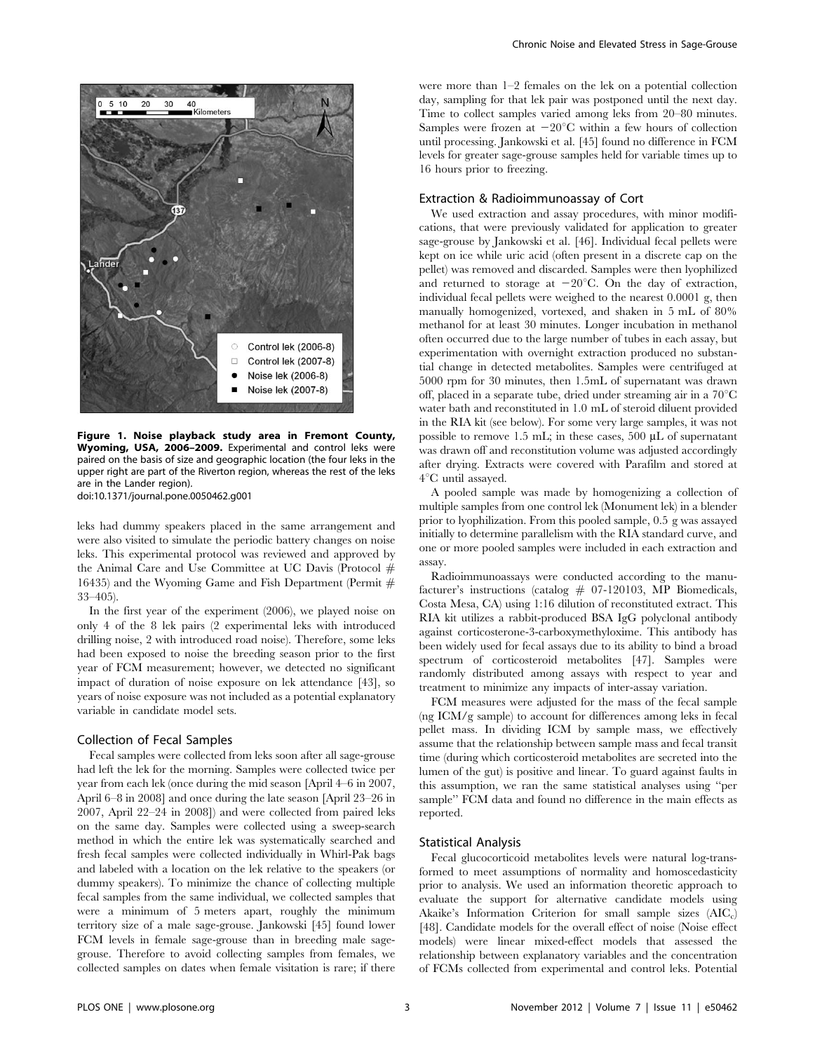**Figure 1. Noise playback study area in Fremont County, Wyoming, USA, 2006–2009.** Experimental and control leks were paired on the basis of size and geographic location (the four leks in the upper right are part of the Riverton region, whereas the rest of the leks are in the Lander region).
doi:10.1371/journal.pone.0050462.g001

leks had dummy speakers placed in the same arrangement and were also visited to simulate the periodic battery changes on noise leks. This experimental protocol was reviewed and approved by the Animal Care and Use Committee at UC Davis (Protocol # 16435) and the Wyoming Game and Fish Department (Permit # 33–405).

In the first year of the experiment (2006), we played noise on only 4 of the 8 lek pairs (2 experimental leks with introduced drilling noise, 2 with introduced road noise). Therefore, some leks had been exposed to noise the breeding season prior to the first year of FCM measurement; however, we detected no significant impact of duration of noise exposure on lek attendance [43], so years of noise exposure was not included as a potential explanatory variable in candidate model sets.

## Collection of Fecal Samples

Fecal samples were collected from leks soon after all sage-grouse had left the lek for the morning. Samples were collected twice per year from each lek (once during the mid season [April 4–6 in 2007, April 6–8 in 2008] and once during the late season [April 23–26 in 2007, April 22–24 in 2008]) and were collected from paired leks on the same day. Samples were collected using a sweep-search method in which the entire lek was systematically searched and fresh fecal samples were collected individually in Whirl-Pak bags and labeled with a location on the lek relative to the speakers (or dummy speakers). To minimize the chance of collecting multiple fecal samples from the same individual, we collected samples that were a minimum of 5 meters apart, roughly the minimum territory size of a male sage-grouse. Jankowski [45] found lower FCM levels in female sage-grouse than in breeding male sage-grouse. Therefore to avoid collecting samples from females, we collected samples on dates when female visitation is rare; if there were more than 1–2 females on the lek on a potential collection day, sampling for that lek pair was postponed until the next day. Time to collect samples varied among leks from 20–80 minutes. Samples were frozen at $-20^{\circ}$C within a few hours of collection until processing. Jankowski et al. [45] found no difference in FCM levels for greater sage-grouse samples held for variable times up to 16 hours prior to freezing.

## Extraction & Radioimmunoassay of Cort

We used extraction and assay procedures, with minor modifications, that were previously validated for application to greater sage-grouse by Jankowski et al. [46]. Individual fecal pellets were kept on ice while uric acid (often present in a discrete cap on the pellet) was removed and discarded. Samples were then lyophilized and returned to storage at $-20^{\circ}$C. On the day of extraction, individual fecal pellets were weighed to the nearest 0.0001 g, then manually homogenized, vortexed, and shaken in 5 mL of 80% methanol for at least 30 minutes. Longer incubation in methanol often occurred due to the large number of tubes in each assay, but experimentation with overnight extraction produced no substantial change in detected metabolites. Samples were centrifuged at 5000 rpm for 30 minutes, then 1.5mL of supernatant was drawn off, placed in a separate tube, dried under streaming air in a $70^{\circ}$C water bath and reconstituted in 1.0 mL of steroid diluent provided in the RIA kit (see below). For some very large samples, it was not possible to remove 1.5 mL; in these cases, 500 µL of supernatant was drawn off and reconstitution volume was adjusted accordingly after drying. Extracts were covered with Parafilm and stored at $4^{\circ}$C until assayed.

A pooled sample was made by homogenizing a collection of multiple samples from one control lek (Monument lek) in a blender prior to lyophilization. From this pooled sample, 0.5 g was assayed initially to determine parallelism with the RIA standard curve, and one or more pooled samples were included in each extraction and assay.

Radioimmunoassays were conducted according to the manufacturer's instructions (catalog # 07-120103, MP Biomedicals, Costa Mesa, CA) using 1:16 dilution of reconstituted extract. This RIA kit utilizes a rabbit-produced BSA IgG polyclonal antibody against corticosterone-3-carboxymethyloxime. This antibody has been widely used for fecal assays due to its ability to bind a broad spectrum of corticosteroid metabolites [47]. Samples were randomly distributed among assays with respect to year and treatment to minimize any impacts of inter-assay variation.

FCM measures were adjusted for the mass of the fecal sample (ng ICM/g sample) to account for differences among leks in fecal pellet mass. In dividing ICM by sample mass, we effectively assume that the relationship between sample mass and fecal transit time (during which corticosteroid metabolites are secreted into the lumen of the gut) is positive and linear. To guard against faults in this assumption, we ran the same statistical analyses using "per sample" FCM data and found no difference in the main effects as reported.

## Statistical Analysis

Fecal glucocorticoid metabolites levels were natural log-transformed to meet assumptions of normality and homoscedasticity prior to analysis. We used an information theoretic approach to evaluate the support for alternative candidate models using Akaike's Information Criterion for small sample sizes ($AIC_c$) [48]. Candidate models for the overall effect of noise (Noise effect models) were linear mixed-effect models that assessed the relationship between explanatory variables and the concentration of FCMs collected from experimental and control leks. Potential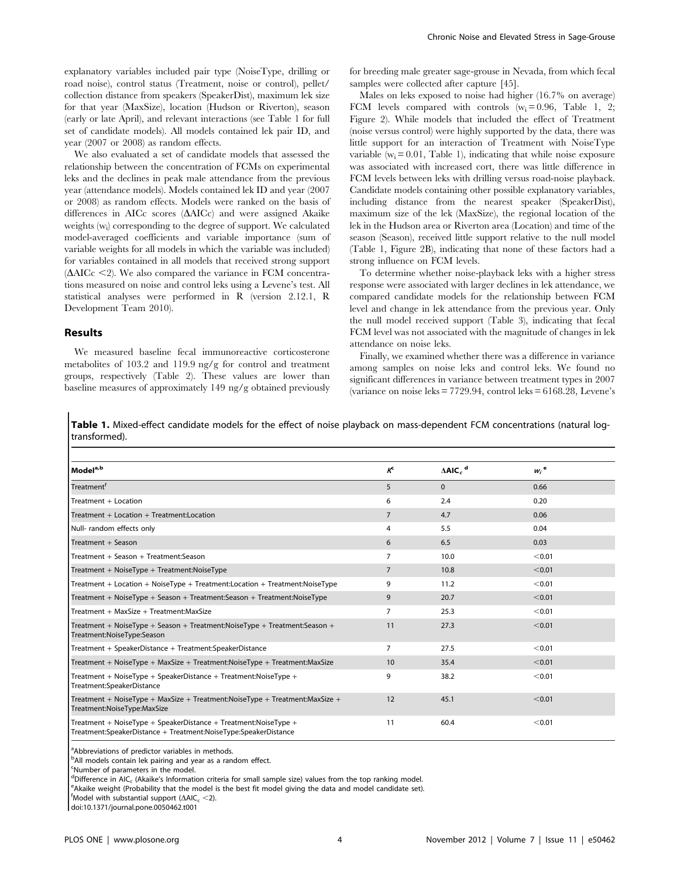explanatory variables included pair type (NoiseType, drilling or road noise), control status (Treatment, noise or control), pellet/collection distance from speakers (SpeakerDist), maximum lek size for that year (MaxSize), location (Hudson or Riverton), season (early or late April), and relevant interactions (see Table 1 for full set of candidate models). All models contained lek pair ID, and year (2007 or 2008) as random effects.

We also evaluated a set of candidate models that assessed the relationship between the concentration of FCMs on experimental leks and the declines in peak male attendance from the previous year (attendance models). Models contained lek ID and year (2007 or 2008) as random effects. Models were ranked on the basis of differences in AICc scores (ΔAICc) and were assigned Akaike weights ($w_i$) corresponding to the degree of support. We calculated model-averaged coefficients and variable importance (sum of variable weights for all models in which the variable was included) for variables contained in all models that received strong support (ΔAICc <2). We also compared the variance in FCM concentrations measured on noise and control leks using a Levene's test. All statistical analyses were performed in R (version 2.12.1, R Development Team 2010).

## Results

We measured baseline fecal immunoreactive corticosterone metabolites of 103.2 and 119.9 ng/g for control and treatment groups, respectively (Table 2). These values are lower than baseline measures of approximately 149 ng/g obtained previously for breeding male greater sage-grouse in Nevada, from which fecal samples were collected after capture [45].

Males on leks exposed to noise had higher (16.7% on average) FCM levels compared with controls ($w_i = 0.96$, Table 1, 2; Figure 2). While models that included the effect of Treatment (noise versus control) were highly supported by the data, there was little support for an interaction of Treatment with NoiseType variable ($w_i = 0.01$, Table 1), indicating that while noise exposure was associated with increased cort, there was little difference in FCM levels between leks with drilling versus road-noise playback. Candidate models containing other possible explanatory variables, including distance from the nearest speaker (SpeakerDist), maximum size of the lek (MaxSize), the regional location of the lek in the Hudson area or Riverton area (Location) and time of the season (Season), received little support relative to the null model (Table 1, Figure 2B), indicating that none of these factors had a strong influence on FCM levels.

To determine whether noise-playback leks with a higher stress response were associated with larger declines in lek attendance, we compared candidate models for the relationship between FCM level and change in lek attendance from the previous year. Only the null model received support (Table 3), indicating that fecal FCM level was not associated with the magnitude of changes in lek attendance on noise leks.

Finally, we examined whether there was a difference in variance among samples on noise leks and control leks. We found no significant differences in variance between treatment types in 2007 (variance on noise leks = 7729.94, control leks = 6168.28, Levene's

**Table 1.** Mixed-effect candidate models for the effect of noise playback on mass-dependent FCM concentrations (natural log-transformed).

| Model[a,b] | $K$[c] | $\Delta AIC_c$[d] | $w_i$[e] |
|---|---|---|---|
| Treatment[f] | 5 | 0 | 0.66 |
| Treatment + Location | 6 | 2.4 | 0.20 |
| Treatment + Location + Treatment:Location | 7 | 4.7 | 0.06 |
| Null- random effects only | 4 | 5.5 | 0.04 |
| Treatment + Season | 6 | 6.5 | 0.03 |
| Treatment + Season + Treatment:Season | 7 | 10.0 | <0.01 |
| Treatment + NoiseType + Treatment:NoiseType | 7 | 10.8 | <0.01 |
| Treatment + Location + NoiseType + Treatment:Location + Treatment:NoiseType | 9 | 11.2 | <0.01 |
| Treatment + NoiseType + Season + Treatment:Season + Treatment:NoiseType | 9 | 20.7 | <0.01 |
| Treatment + MaxSize + Treatment:MaxSize | 7 | 25.3 | <0.01 |
| Treatment + NoiseType + Season + Treatment:NoiseType + Treatment:Season + Treatment:NoiseType:Season | 11 | 27.3 | <0.01 |
| Treatment + SpeakerDistance + Treatment:SpeakerDistance | 7 | 27.5 | <0.01 |
| Treatment + NoiseType + MaxSize + Treatment:NoiseType + Treatment:MaxSize | 10 | 35.4 | <0.01 |
| Treatment + NoiseType + SpeakerDistance + Treatment:NoiseType + Treatment:SpeakerDistance | 9 | 38.2 | <0.01 |
| Treatment + NoiseType + MaxSize + Treatment:NoiseType + Treatment:MaxSize + Treatment:NoiseType:MaxSize | 12 | 45.1 | <0.01 |
| Treatment + NoiseType + SpeakerDistance + Treatment:NoiseType + Treatment:SpeakerDistance + Treatment:NoiseType:SpeakerDistance | 11 | 60.4 | <0.01 |

[a]Abbreviations of predictor variables in methods.
[b]All models contain lek pairing and year as a random effect.
[c]Number of parameters in the model.
[d]Difference in $AIC_c$ (Akaike's Information criteria for small sample size) values from the top ranking model.
[e]Akaike weight (Probability that the model is the best fit model giving the data and model candidate set).
[f]Model with substantial support ($\Delta AIC_c$ <2).
doi:10.1371/journal.pone.0050462.t001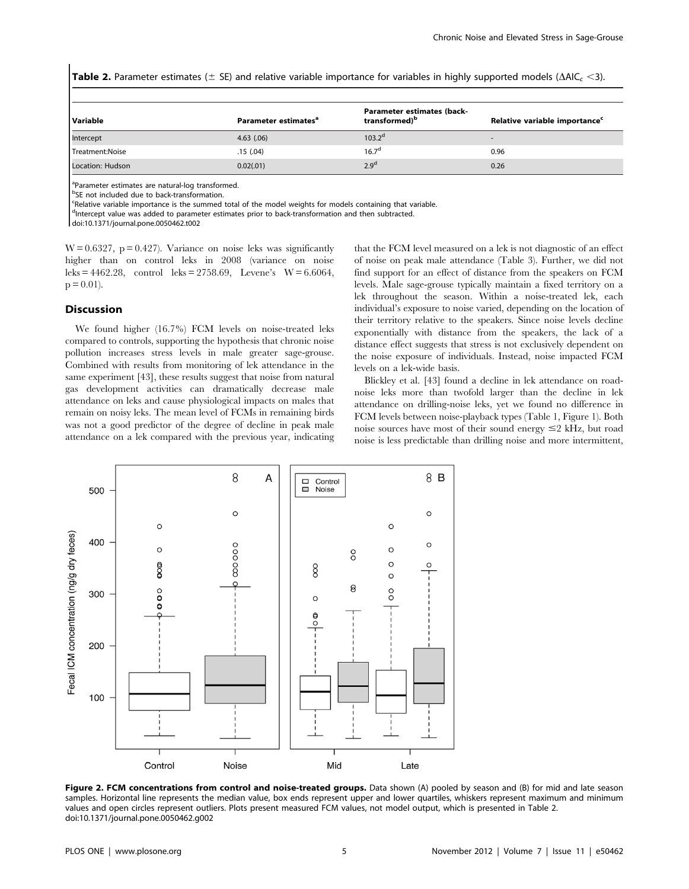**Table 2.** Parameter estimates (± SE) and relative variable importance for variables in highly supported models ($\Delta AIC_c < 3$).

| Variable | Parameter estimates[a] | Parameter estimates (back-transformed)[b] | Relative variable importance[c] |
|---|---|---|---|
| Intercept | 4.63 (.06) | 103.2[d] | - |
| Treatment:Noise | .15 (.04) | 16.7[d] | 0.96 |
| Location: Hudson | 0.02(.01) | 2.9[d] | 0.26 |

[a]Parameter estimates are natural-log transformed.
[b]SE not included due to back-transformation.
[c]Relative variable importance is the summed total of the model weights for models containing that variable.
[d]Intercept value was added to parameter estimates prior to back-transformation and then subtracted.
doi:10.1371/journal.pone.0050462.t002

$W = 0.6327$, $p = 0.427$). Variance on noise leks was significantly higher than on control leks in 2008 (variance on noise leks = 4462.28, control leks = 2758.69, Levene's $W = 6.6064$, $p = 0.01$).

## Discussion

We found higher (16.7%) FCM levels on noise-treated leks compared to controls, supporting the hypothesis that chronic noise pollution increases stress levels in male greater sage-grouse. Combined with results from monitoring of lek attendance in the same experiment [43], these results suggest that noise from natural gas development activities can dramatically decrease male attendance on leks and cause physiological impacts on males that remain on noisy leks. The mean level of FCMs in remaining birds was not a good predictor of the degree of decline in peak male attendance on a lek compared with the previous year, indicating that the FCM level measured on a lek is not diagnostic of an effect of noise on peak male attendance (Table 3). Further, we did not find support for an effect of distance from the speakers on FCM levels. Male sage-grouse typically maintain a fixed territory on a lek throughout the season. Within a noise-treated lek, each individual's exposure to noise varied, depending on the location of their territory relative to the speakers. Since noise levels decline exponentially with distance from the speakers, the lack of a distance effect suggests that stress is not exclusively dependent on the noise exposure of individuals. Instead, noise impacted FCM levels on a lek-wide basis.

Blickley et al. [43] found a decline in lek attendance on road-noise leks more than twofold larger than the decline in lek attendance on drilling-noise leks, yet we found no difference in FCM levels between noise-playback types (Table 1, Figure 1). Both noise sources have most of their sound energy ≤2 kHz, but road noise is less predictable than drilling noise and more intermittent,

**Figure 2. FCM concentrations from control and noise-treated groups.** Data shown (A) pooled by season and (B) for mid and late season samples. Horizontal line represents the median value, box ends represent upper and lower quartiles, whiskers represent maximum and minimum values and open circles represent outliers. Plots present measured FCM values, not model output, which is presented in Table 2.
doi:10.1371/journal.pone.0050462.g002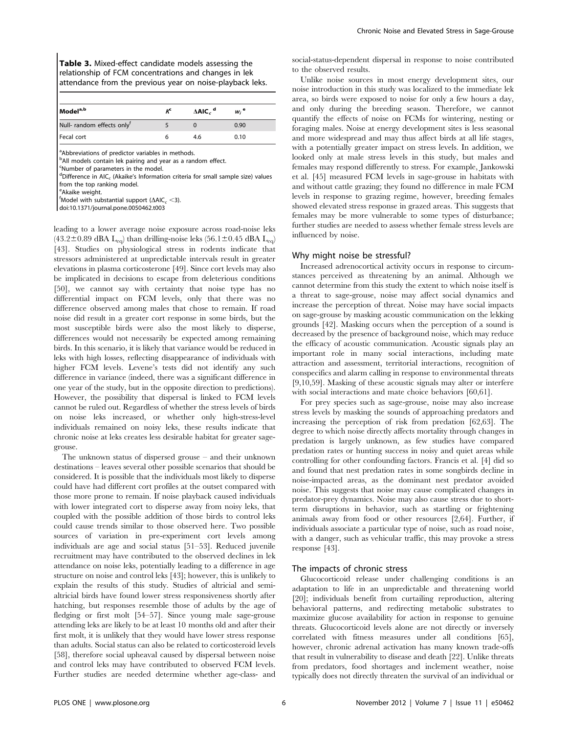**Table 3.** Mixed-effect candidate models assessing the relationship of FCM concentrations and changes in lek attendance from the previous year on noise-playback leks.

| Model[a,b] | K[c] | $\Delta AIC_c$ [d] | $w_i$ [e] |
|---|---|---|---|
| Null- random effects only[f] | 5 | 0 | 0.90 |
| Fecal cort | 6 | 4.6 | 0.10 |

[a]Abbreviations of predictor variables in methods.
[b]All models contain lek pairing and year as a random effect.
[c]Number of parameters in the model.
[d]Difference in $AIC_c$ (Akaike's Information criteria for small sample size) values from the top ranking model.
[e]Akaike weight.
[f]Model with substantial support ($\Delta AIC_c$ <3).
doi:10.1371/journal.pone.0050462.t003

leading to a lower average noise exposure across road-noise leks (43.2±0.89 dBA $L_{eq}$) than drilling-noise leks (56.1±0.45 dBA $L_{eq}$) [43]. Studies on physiological stress in rodents indicate that stressors administered at unpredictable intervals result in greater elevations in plasma corticosterone [49]. Since cort levels may also be implicated in decisions to escape from deleterious conditions [50], we cannot say with certainty that noise type has no differential impact on FCM levels, only that there was no difference observed among males that chose to remain. If road noise did result in a greater cort response in some birds, but the most susceptible birds were also the most likely to disperse, differences would not necessarily be expected among remaining birds. In this scenario, it is likely that variance would be reduced in leks with high losses, reflecting disappearance of individuals with higher FCM levels. Levene's tests did not identify any such difference in variance (indeed, there was a significant difference in one year of the study, but in the opposite direction to predictions). However, the possibility that dispersal is linked to FCM levels cannot be ruled out. Regardless of whether the stress levels of birds on noise leks increased, or whether only high-stress-level individuals remained on noisy leks, these results indicate that chronic noise at leks creates less desirable habitat for greater sage-grouse.

The unknown status of dispersed grouse – and their unknown destinations – leaves several other possible scenarios that should be considered. It is possible that the individuals most likely to disperse could have had different cort profiles at the outset compared with those more prone to remain. If noise playback caused individuals with lower integrated cort to disperse away from noisy leks, that coupled with the possible addition of those birds to control leks could cause trends similar to those observed here. Two possible sources of variation in pre-experiment cort levels among individuals are age and social status [51–53]. Reduced juvenile recruitment may have contributed to the observed declines in lek attendance on noise leks, potentially leading to a difference in age structure on noise and control leks [43]; however, this is unlikely to explain the results of this study. Studies of altricial and semi-altricial birds have found lower stress responsiveness shortly after hatching, but responses resemble those of adults by the age of fledging or first molt [54–57]. Since young male sage-grouse attending leks are likely to be at least 10 months old and after their first molt, it is unlikely that they would have lower stress response than adults. Social status can also be related to corticosteroid levels [58], therefore social upheaval caused by dispersal between noise and control leks may have contributed to observed FCM levels. Further studies are needed determine whether age-class- and social-status-dependent dispersal in response to noise contributed to the observed results.

Unlike noise sources in most energy development sites, our noise introduction in this study was localized to the immediate lek area, so birds were exposed to noise for only a few hours a day, and only during the breeding season. Therefore, we cannot quantify the effects of noise on FCMs for wintering, nesting or foraging males. Noise at energy development sites is less seasonal and more widespread and may thus affect birds at all life stages, with a potentially greater impact on stress levels. In addition, we looked only at male stress levels in this study, but males and females may respond differently to stress. For example, Jankowski et al. [45] measured FCM levels in sage-grouse in habitats with and without cattle grazing; they found no difference in male FCM levels in response to grazing regime, however, breeding females showed elevated stress response in grazed areas. This suggests that females may be more vulnerable to some types of disturbance; further studies are needed to assess whether female stress levels are influenced by noise.

## Why might noise be stressful?

Increased adrenocortical activity occurs in response to circumstances perceived as threatening by an animal. Although we cannot determine from this study the extent to which noise itself is a threat to sage-grouse, noise may affect social dynamics and increase the perception of threat. Noise may have social impacts on sage-grouse by masking acoustic communication on the lekking grounds [42]. Masking occurs when the perception of a sound is decreased by the presence of background noise, which may reduce the efficacy of acoustic communication. Acoustic signals play an important role in many social interactions, including mate attraction and assessment, territorial interactions, recognition of conspecifics and alarm calling in response to environmental threats [9,10,59]. Masking of these acoustic signals may alter or interfere with social interactions and mate choice behaviors [60,61].

For prey species such as sage-grouse, noise may also increase stress levels by masking the sounds of approaching predators and increasing the perception of risk from predation [62,63]. The degree to which noise directly affects mortality through changes in predation is largely unknown, as few studies have compared predation rates or hunting success in noisy and quiet areas while controlling for other confounding factors. Francis et al. [4] did so and found that nest predation rates in some songbirds decline in noise-impacted areas, as the dominant nest predator avoided noise. This suggests that noise may cause complicated changes in predator-prey dynamics. Noise may also cause stress due to short-term disruptions in behavior, such as startling or frightening animals away from food or other resources [2,64]. Further, if individuals associate a particular type of noise, such as road noise, with a danger, such as vehicular traffic, this may provoke a stress response [43].

## The impacts of chronic stress

Glucocorticoid release under challenging conditions is an adaptation to life in an unpredictable and threatening world [20]; individuals benefit from curtailing reproduction, altering behavioral patterns, and redirecting metabolic substrates to maximize glucose availability for action in response to genuine threats. Glucocorticoid levels alone are not directly or inversely correlated with fitness measures under all conditions [65], however, chronic adrenal activation has many known trade-offs that result in vulnerability to disease and death [22]. Unlike threats from predators, food shortages and inclement weather, noise typically does not directly threaten the survival of an individual or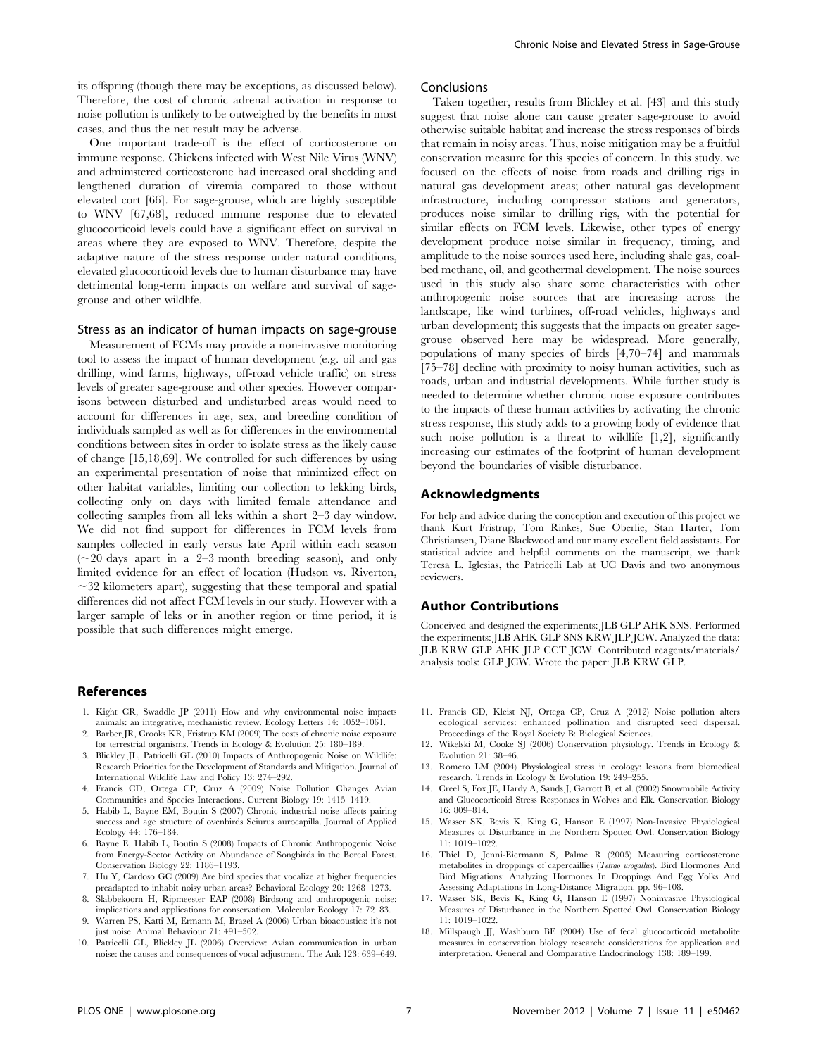its offspring (though there may be exceptions, as discussed below). Therefore, the cost of chronic adrenal activation in response to noise pollution is unlikely to be outweighed by the benefits in most cases, and thus the net result may be adverse.

One important trade-off is the effect of corticosterone on immune response. Chickens infected with West Nile Virus (WNV) and administered corticosterone had increased oral shedding and lengthened duration of viremia compared to those without elevated cort [66]. For sage-grouse, which are highly susceptible to WNV [67,68], reduced immune response due to elevated glucocorticoid levels could have a significant effect on survival in areas where they are exposed to WNV. Therefore, despite the adaptive nature of the stress response under natural conditions, elevated glucocorticoid levels due to human disturbance may have detrimental long-term impacts on welfare and survival of sage-grouse and other wildlife.

### Stress as an indicator of human impacts on sage-grouse

Measurement of FCMs may provide a non-invasive monitoring tool to assess the impact of human development (e.g. oil and gas drilling, wind farms, highways, off-road vehicle traffic) on stress levels of greater sage-grouse and other species. However comparisons between disturbed and undisturbed areas would need to account for differences in age, sex, and breeding condition of individuals sampled as well as for differences in the environmental conditions between sites in order to isolate stress as the likely cause of change [15,18,69]. We controlled for such differences by using an experimental presentation of noise that minimized effect on other habitat variables, limiting our collection to lekking birds, collecting only on days with limited female attendance and collecting samples from all leks within a short 2–3 day window. We did not find support for differences in FCM levels from samples collected in early versus late April within each season (~20 days apart in a 2–3 month breeding season), and only limited evidence for an effect of location (Hudson vs. Riverton, ~32 kilometers apart), suggesting that these temporal and spatial differences did not affect FCM levels in our study. However with a larger sample of leks or in another region or time period, it is possible that such differences might emerge.

### Conclusions

Taken together, results from Blickley et al. [43] and this study suggest that noise alone can cause greater sage-grouse to avoid otherwise suitable habitat and increase the stress responses of birds that remain in noisy areas. Thus, noise mitigation may be a fruitful conservation measure for this species of concern. In this study, we focused on the effects of noise from roads and drilling rigs in natural gas development areas; other natural gas development infrastructure, including compressor stations and generators, produces noise similar to drilling rigs, with the potential for similar effects on FCM levels. Likewise, other types of energy development produce noise similar in frequency, timing, and amplitude to the noise sources used here, including shale gas, coal-bed methane, oil, and geothermal development. The noise sources used in this study also share some characteristics with other anthropogenic noise sources that are increasing across the landscape, like wind turbines, off-road vehicles, highways and urban development; this suggests that the impacts on greater sage-grouse observed here may be widespread. More generally, populations of many species of birds [4,70–74] and mammals [75–78] decline with proximity to noisy human activities, such as roads, urban and industrial developments. While further study is needed to determine whether chronic noise exposure contributes to the impacts of these human activities by activating the chronic stress response, this study adds to a growing body of evidence that such noise pollution is a threat to wildlife [1,2], significantly increasing our estimates of the footprint of human development beyond the boundaries of visible disturbance.

## Acknowledgments

For help and advice during the conception and execution of this project we thank Kurt Fristrup, Tom Rinkes, Sue Oberlie, Stan Harter, Tom Christiansen, Diane Blackwood and our many excellent field assistants. For statistical advice and helpful comments on the manuscript, we thank Teresa L. Iglesias, the Patricelli Lab at UC Davis and two anonymous reviewers.

## Author Contributions

Conceived and designed the experiments: JLB GLP AHK SNS. Performed the experiments: JLB AHK GLP SNS KRW JLP JCW. Analyzed the data: JLB KRW GLP AHK JLP CCT JCW. Contributed reagents/materials/analysis tools: GLP JCW. Wrote the paper: JLB KRW GLP.

## References

1. Kight CR, Swaddle JP (2011) How and why environmental noise impacts animals: an integrative, mechanistic review. Ecology Letters 14: 1052–1061.
2. Barber JR, Crooks KR, Fristrup KM (2009) The costs of chronic noise exposure for terrestrial organisms. Trends in Ecology & Evolution 25: 180–189.
3. Blickley JL, Patricelli GL (2010) Impacts of Anthropogenic Noise on Wildlife: Research Priorities for the Development of Standards and Mitigation. Journal of International Wildlife Law and Policy 13: 274–292.
4. Francis CD, Ortega CP, Cruz A (2009) Noise Pollution Changes Avian Communities and Species Interactions. Current Biology 19: 1415–1419.
5. Habib L, Bayne EM, Boutin S (2007) Chronic industrial noise affects pairing success and age structure of ovenbirds Seiurus aurocapilla. Journal of Applied Ecology 44: 176–184.
6. Bayne E, Habib L, Boutin S (2008) Impacts of Chronic Anthropogenic Noise from Energy-Sector Activity on Abundance of Songbirds in the Boreal Forest. Conservation Biology 22: 1186–1193.
7. Hu Y, Cardoso GC (2009) Are bird species that vocalize at higher frequencies preadapted to inhabit noisy urban areas? Behavioral Ecology 20: 1268–1273.
8. Slabbekoorn H, Ripmeester EAP (2008) Birdsong and anthropogenic noise: implications and applications for conservation. Molecular Ecology 17: 72–83.
9. Warren PS, Katti M, Ermann M, Brazel A (2006) Urban bioacoustics: it's not just noise. Animal Behaviour 71: 491–502.
10. Patricelli GL, Blickley JL (2006) Overview: Avian communication in urban noise: the causes and consequences of vocal adjustment. The Auk 123: 639–649.
11. Francis CD, Kleist NJ, Ortega CP, Cruz A (2012) Noise pollution alters ecological services: enhanced pollination and disrupted seed dispersal. Proceedings of the Royal Society B: Biological Sciences.
12. Wikelski M, Cooke SJ (2006) Conservation physiology. Trends in Ecology & Evolution 21: 38–46.
13. Romero LM (2004) Physiological stress in ecology: lessons from biomedical research. Trends in Ecology & Evolution 19: 249–255.
14. Creel S, Fox JE, Hardy A, Sands J, Garrott B, et al. (2002) Snowmobile Activity and Glucocorticoid Stress Responses in Wolves and Elk. Conservation Biology 16: 809–814.
15. Wasser SK, Bevis K, King G, Hanson E (1997) Non-Invasive Physiological Measures of Disturbance in the Northern Spotted Owl. Conservation Biology 11: 1019–1022.
16. Thiel D, Jenni-Eiermann S, Palme R (2005) Measuring corticosterone metabolites in droppings of capercaillies (*Tetrao urogallus*). Bird Hormones And Bird Migrations: Analyzing Hormones In Droppings And Egg Yolks And Assessing Adaptations In Long-Distance Migration. pp. 96–108.
17. Wasser SK, Bevis K, King G, Hanson E (1997) Noninvasive Physiological Measures of Disturbance in the Northern Spotted Owl. Conservation Biology 11: 1019–1022.
18. Millspaugh JJ, Washburn BE (2004) Use of fecal glucocorticoid metabolite measures in conservation biology research: considerations for application and interpretation. General and Comparative Endocrinology 138: 189–199.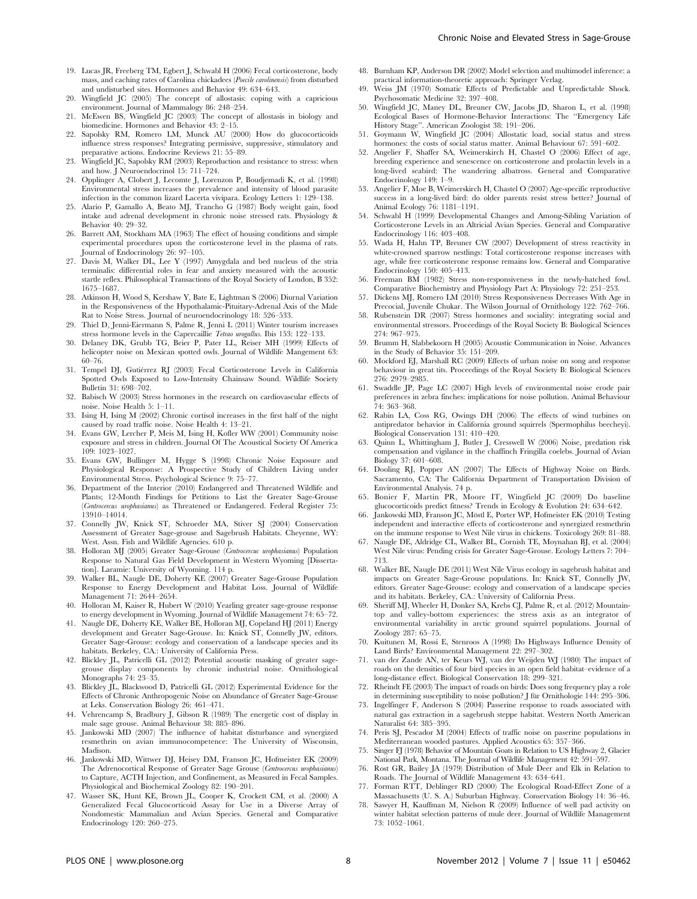19. Lucas JR, Freeberg TM, Egbert J, Schwabl H (2006) Fecal corticosterone, body mass, and caching rates of Carolina chickadees (*Poecile carolinensis*) from disturbed and undisturbed sites. Hormones and Behavior 49: 634–643.
20. Wingfield JC (2005) The concept of allostasis: coping with a capricious environment. Journal of Mammalogy 86: 248–254.
21. McEwen BS, Wingfield JC (2003) The concept of allostasis in biology and biomedicine. Hormones and Behavior 43: 2–15.
22. Sapolsky RM, Romero LM, Munck AU (2000) How do glucocorticoids influence stress responses? Integrating permissive, suppressive, stimulatory and preparative actions. Endocrine Reviews 21: 55–89.
23. Wingfield JC, Sapolsky RM (2003) Reproduction and resistance to stress: when and how. J Neuroendocrinol 15: 711–724.
24. Opplinger A, Clobert J, Lecomte J, Lorenzon P, Boudjemadi K, et al. (1998) Environmental stress increases the prevalence and intensity of blood parasite infection in the common lizard Lacerta vivipara. Ecology Letters 1: 129–138.
25. Alario P, Gamallo A, Beato MJ, Trancho G (1987) Body weight gain, food intake and adrenal development in chronic noise stressed rats. Physiology & Behavior 40: 29–32.
26. Barrett AM, Stockham MA (1963) The effect of housing conditions and simple experimental procedures upon the corticosterone level in the plasma of rats. Journal of Endocrinology 26: 97–105.
27. Davis M, Walker DL, Lee Y (1997) Amygdala and bed nucleus of the stria terminalis: differential roles in fear and anxiety measured with the acoustic startle reflex. Philosophical Transactions of the Royal Society of London, B 352: 1675–1687.
28. Atkinson H, Wood S, Kershaw Y, Bate E, Lightman S (2006) Diurnal Variation in the Responsiveness of the Hypothalamic-Pituitary-Adrenal Axis of the Male Rat to Noise Stress. Journal of neuroendocrinology 18: 526–533.
29. Thiel D, Jenni-Eiermann S, Palme R, Jenni L (2011) Winter tourism increases stress hormone levels in the Capercaillie *Tetrao urogallus*. Ibis 153: 122–133.
30. Delaney DK, Grubb TG, Beier P, Pater LL, Reiser MH (1999) Effects of helicopter noise on Mexican spotted owls. Journal of Wildlife Mangement 63: 60–76.
31. Tempel DJ, Gutiérrez RJ (2003) Fecal Corticosterone Levels in California Spotted Owls Exposed to Low-Intensity Chainsaw Sound. Wildlife Society Bulletin 31: 698–702.
32. Babisch W (2003) Stress hormones in the research on cardiovascular effects of noise. Noise Health 5: 1–11.
33. Ising H, Ising M (2002) Chronic cortisol increases in the first half of the night caused by road traffic noise. Noise Health 4: 13–21.
34. Evans GW, Lercher P, Meis M, Ising H, Kofler WW (2001) Community noise exposure and stress in children. Journal Of The Acoustical Society Of America 109: 1023–1027.
35. Evans GW, Bullinger M, Hygge S (1998) Chronic Noise Exposure and Physiological Response: A Prospective Study of Children Living under Environmental Stress. Psychological Science 9: 75–77.
36. Department of the Interior (2010) Endangered and Threatened Wildlife and Plants; 12-Month Findings for Petitions to List the Greater Sage-Grouse (*Centrocercus urophasianus*) as Threatened or Endangered. Federal Register 75: 13910–14014.
37. Connelly JW, Knick ST, Schroeder MA, Stiver SJ (2004) Conservation Assessment of Greater Sage-grouse and Sagebrush Habitats. Cheyenne, WY: West. Assn. Fish and Wildlife Agencies. 610 p.
38. Holloran MJ (2005) Greater Sage-Grouse (*Centrocercuc urophasianus*) Population Response to Natural Gas Field Development in Western Wyoming [Dissertation]. Laramie: University of Wyoming. 114 p.
39. Walker BL, Naugle DE, Doherty KE (2007) Greater Sage-Grouse Population Response to Energy Development and Habitat Loss. Journal of Wildlife Management 71: 2644–2654.
40. Holloran MJ, Kaiser R, Hubert W (2010) Yearling greater sage-grouse response to energy development in Wyoming. Journal of Wildlife Management 74: 65–72.
41. Naugle DE, Doherty KE, Walker BE, Holloran MJ, Copeland HJ (2011) Energy development and Greater Sage-Grouse. In: Knick ST, Connelly JW, editors. Greater Sage-Grouse: ecology and conservation of a landscape species and its habitats. Berkeley, CA.: University of California Press.
42. Blickley JL, Patricelli GL (2012) Potential acoustic masking of greater sage-grouse display components by chronic industrial noise. Ornithological Monographs 74: 23–35.
43. Blickley JL, Blackwood D, Patricelli GL (2012) Experimental Evidence for the Effects of Chronic Anthropogenic Noise on Abundance of Greater Sage-Grouse at Leks. Conservation Biology 26: 461–471.
44. Vehrencamp S, Bradbury J, Gibson R (1989) The energetic cost of display in male sage grouse. Animal Behaviour 38: 885–896.
45. Jankowski MD (2007) The influence of habitat disturbance and synergized resmethrin on avian immunocompetence: The University of Wisconsin, Madison.
46. Jankowski MD, Wittwer DJ, Heisey DM, Franson JC, Hofmeister EK (2009) The Adrenocortical Response of Greater Sage Grouse (*Centrocercus urophasianus*) to Capture, ACTH Injection, and Confinement, as Measured in Fecal Samples. Physiological and Biochemical Zoology 82: 190–201.
47. Wasser SK, Hunt KE, Brown JL, Cooper K, Crockett CM, et al. (2000) A Generalized Fecal Glucocorticoid Assay for Use in a Diverse Array of Nondomestic Mammalian and Avian Species. General and Comparative Endocrinology 120: 260–275.
48. Burnham KP, Anderson DR (2002) Model selection and multimodel inference: a practical information-theoretic approach: Springer Verlag.
49. Weiss JM (1970) Somatic Effects of Predictable and Unpredictable Shock. Psychosomatic Medicine 32: 397–408.
50. Wingfield JC, Maney DL, Breuner CW, Jacobs JD, Sharon L, et al. (1998) Ecological Bases of Hormone-Behavior Interactions: The "Emergency Life History Stage". American Zoologist 38: 191–206.
51. Goymann W, Wingfield JC (2004) Allostatic load, social status and stress hormones: the costs of social status matter. Animal Behaviour 67: 591–602.
52. Angelier F, Shaffer SA, Weimerskirch H, Chastel O (2006) Effect of age, breeding experience and senescence on corticosterone and prolactin levels in a long-lived seabird: The wandering albatross. General and Comparative Endocrinology 149: 1–9.
53. Angelier F, Moe B, Weimerskirch H, Chastel O (2007) Age-specific reproductive success in a long-lived bird: do older parents resist stress better? Journal of Animal Ecology 76: 1181–1191.
54. Schwabl H (1999) Developmental Changes and Among-Sibling Variation of Corticosterone Levels in an Altricial Avian Species. General and Comparative Endocrinology 116: 403–408.
55. Wada H, Hahn TP, Breuner CW (2007) Development of stress reactivity in white-crowned sparrow nestlings: Total corticosterone response increases with age, while free corticosterone response remains low. General and Comparative Endocrinology 150: 405–413.
56. Freeman BM (1982) Stress non-responsiveness in the newly-hatched fowl. Comparative Biochemistry and Physiology Part A: Physiology 72: 251–253.
57. Dickens MJ, Romero LM (2010) Stress Responsiveness Decreases With Age in Precocial, Juvenile Chukar. The Wilson Journal of Ornithology 122: 762–766.
58. Rubenstein DR (2007) Stress hormones and sociality: integrating social and environmental stressors. Proceedings of the Royal Society B: Biological Sciences 274: 967–975.
59. Brumm H, Slabbekoorn H (2005) Acoustic Communication in Noise. Advances in the Study of Behavior 35: 151–209.
60. Mockford EJ, Marshall RC (2009) Effects of urban noise on song and response behaviour in great tits. Proceedings of the Royal Society B: Biological Sciences 276: 2979–2985.
61. Swaddle JP, Page LC (2007) High levels of environmental noise erode pair preferences in zebra finches: implications for noise pollution. Animal Behaviour 74: 363–368.
62. Rabin LA, Coss RG, Owings DH (2006) The effects of wind turbines on antipredator behavior in California ground squirrels (Spermophilus beecheyi). Biological Conservation 131: 410–420.
63. Quinn L, Whittingham J, Butler J, Cresswell W (2006) Noise, predation risk compensation and vigilance in the chaffinch Fringilla coelebs. Journal of Avian Biology 37: 601–608.
64. Dooling RJ, Popper AN (2007) The Effects of Highway Noise on Birds. Sacramento, CA: The California Department of Transportation Division of Environmental Analysis. 74 p.
65. Bonier F, Martin PR, Moore IT, Wingfield JC (2009) Do baseline glucocorticoids predict fitness? Trends in Ecology & Evolution 24: 634–642.
66. Jankowski MD, Franson JC, Möstl E, Porter WP, Hofmeister EK (2010) Testing independent and interactive effects of corticosterone and synergized resmethrin on the immune response to West Nile virus in chickens. Toxicology 269: 81–88.
67. Naugle DE, Aldridge CL, Walker BL, Cornish TE, Moynahan BJ, et al. (2004) West Nile virus: Pending crisis for Greater Sage-Grouse. Ecology Letters 7: 704–713.
68. Walker BE, Naugle DE (2011) West Nile Virus ecology in sagebrush habitat and impacts on Greater Sage-Grouse populations. In: Knick ST, Connelly JW, editors. Greater Sage-Grouse: ecology and conservation of a landscape species and its habitats. Berkeley, CA.: University of California Press.
69. Sheriff MJ, Wheeler H, Donker SA, Krebs CJ, Palme R, et al. (2012) Mountain-top and valley-bottom experiences: the stress axis as an integrator of environmental variability in arctic ground squirrel populations. Journal of Zoology 287: 65–75.
70. Kuitunen M, Rossi E, Stenroos A (1998) Do Highways Influence Density of Land Birds? Environmental Management 22: 297–302.
71. van der Zande AN, ter Keurs WJ, van der Weijden WJ (1980) The impact of roads on the densities of four bird species in an open field habitat–evidence of a long-distance effect. Biological Conservation 18: 299–321.
72. Rheindt FE (2003) The impact of roads on birds: Does song frequency play a role in determining susceptibility to noise pollution? J für Ornithologie 144: 295–306.
73. Ingelfinger F, Anderson S (2004) Passerine response to roads associated with natural gas extraction in a sagebrush steppe habitat. Western North American Naturalist 64: 385–395.
74. Peris SJ, Pescador M (2004) Effects of traffic noise on paserine populations in Mediterranean wooded pastures. Applied Acoustics 65: 357–366.
75. Singer FJ (1978) Behavior of Mountain Goats in Relation to US Highway 2, Glacier National Park, Montana. The Journal of Wildlife Management 42: 591–597.
76. Rost GR, Bailey JA (1979) Distribution of Mule Deer and Elk in Relation to Roads. The Journal of Wildlife Management 43: 634–641.
77. Forman RTT, Deblinger RD (2000) The Ecological Road-Effect Zone of a Massachusetts (U. S. A.) Suburban Highway. Conservation Biology 14: 36–46.
78. Sawyer H, Kauffman M, Nielson R (2009) Influence of well pad activity on winter habitat selection patterns of mule deer. Journal of Wildlife Management 73: 1052–1061.